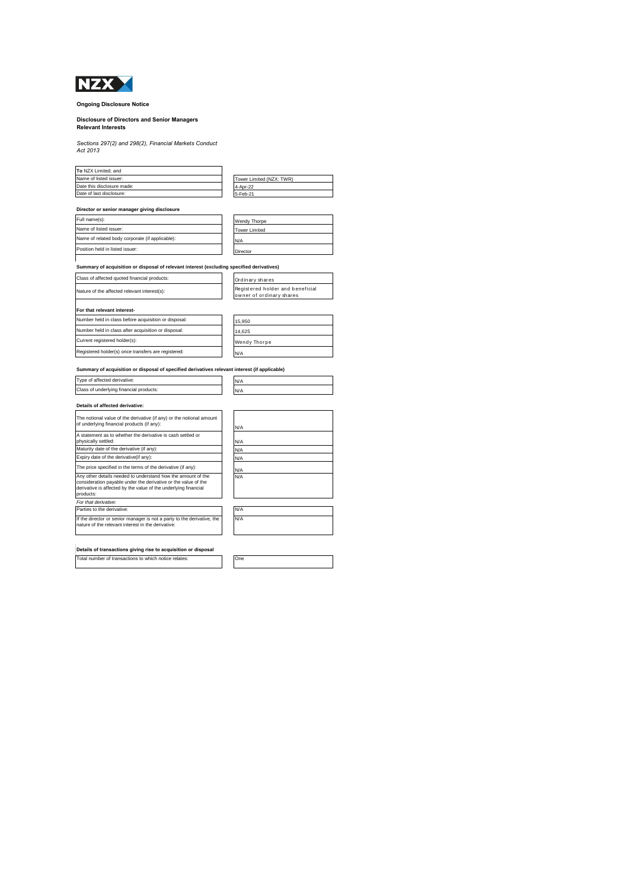**Ongoing Disclosure Notice**

**Disclosure of Directors and Senior Managers Relevant Interests**

*Sections 297(2) and 298(2), Financial Markets Conduct Act 2013*

| **To** NZX Limited; and | |
|---|---|
| Name of listed issuer: | Tower Limited (NZX: TWR) |
| Date this disclosure made: | 4-Apr-22 |
| Date of last disclosure: | 5-Feb-21 |

**Director or senior manager giving disclosure**

| | |
|---|---|
| Full name(s): | Wendy Thorpe |
| Name of listed issuer: | Tower Limited |
| Name of related body corporate (if applicable): | N/A |
| Position held in listed issuer: | Director |

**Summary of acquisition or disposal of relevant interest (excluding specified derivatives)**

| | |
|---|---|
| Class of affected quoted financial products: | Ordinary shares |
| Nature of the affected relevant interest(s): | Registered holder and beneficial owner of ordinary shares |

**For that relevant interest-**

| | |
|---|---|
| Number held in class before acquisition or disposal: | 15,950 |
| Number held in class after acquisition or disposal: | 14,625 |
| Current registered holder(s): | Wendy Thorpe |
| Registered holder(s) once transfers are registered: | N/A |

**Summary of acquisition or disposal of specified derivatives relevant interest (if applicable)**

| | |
|---|---|
| Type of affected derivative: | N/A |
| Class of underlying financial products: | N/A |

**Details of affected derivative:**

| | |
|---|---|
| The notional value of the derivative (if any) or the notional amount of underlying financial products (if any): | N/A |
| A statement as to whether the derivative is cash settled or physically settled: | N/A |
| Maturity date of the derivative (if any): | N/A |
| Expiry date of the derivative(if any): | N/A |
| The price specified in the terms of the derivative (if any): | N/A |
| Any other details needed to understand how the amount of the consideration payable under the derivative or the value of the derivative is affected by the value of the underlying financial products: | N/A |
| *For that derivative:* | |
| Parties to the derivative: | N/A |
| If the director or senior manager is not a party to the derivative, the nature of the relevant interest in the derivative: | N/A |

**Details of transactions giving rise to acquisition or disposal**

| | |
|---|---|
| Total number of transactions to which notice relates: | One |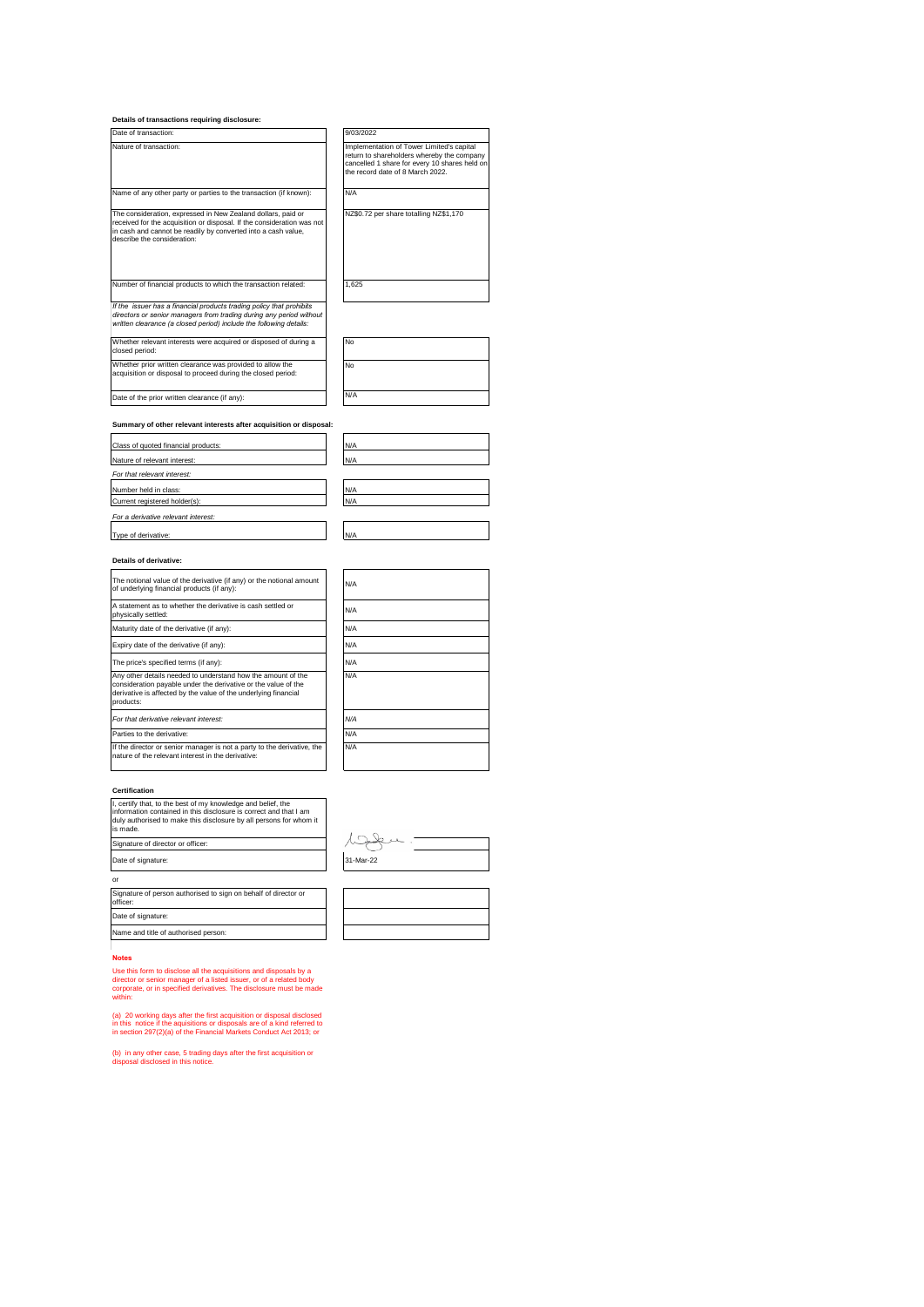**Details of transactions requiring disclosure:**

| | |
|---|---|
| Date of transaction: | 9/03/2022 |
| Nature of transaction: | Implementation of Tower Limited's capital return to shareholders whereby the company cancelled 1 share for every 10 shares held on the record date of 8 March 2022. |
| Name of any other party or parties to the transaction (if known): | N/A |
| The consideration, expressed in New Zealand dollars, paid or received for the acquisition or disposal. If the consideration was not in cash and cannot be readily by converted into a cash value, describe the consideration: | NZ$0.72 per share totalling NZ$1,170 |
| Number of financial products to which the transaction related: | 1,625 |

*If the issuer has a financial products trading policy that prohibits directors or senior managers from trading during any period without written clearance (a closed period) include the following details:*

| | |
|---|---|
| Whether relevant interests were acquired or disposed of during a closed period: | No |
| Whether prior written clearance was provided to allow the acquisition or disposal to proceed during the closed period: | No |
| Date of the prior written clearance (if any): | N/A |

**Summary of other relevant interests after acquisition or disposal:**

| | |
|---|---|
| Class of quoted financial products: | N/A |
| Nature of relevant interest: | N/A |
| *For that relevant interest:* | |
| Number held in class: | N/A |
| Current registered holder(s): | N/A |
| *For a derivative relevant interest:* | |
| Type of derivative: | N/A |

**Details of derivative:**

| | |
|---|---|
| The notional value of the derivative (if any) or the notional amount of underlying financial products (if any): | N/A |
| A statement as to whether the derivative is cash settled or physically settled: | N/A |
| Maturity date of the derivative (if any): | N/A |
| Expiry date of the derivative (if any): | N/A |
| The price's specified terms (if any): | N/A |
| Any other details needed to understand how the amount of the consideration payable under the derivative or the value of the derivative is affected by the value of the underlying financial products: | N/A |
| *For that derivative relevant interest:* | N/A |
| Parties to the derivative: | N/A |
| If the director or senior manager is not a party to the derivative, the nature of the relevant interest in the derivative: | N/A |

**Certification**

| | |
|---|---|
| I, certify that, to the best of my knowledge and belief, the information contained in this disclosure is correct and that I am duly authorised to make this disclosure by all persons for whom it is made. | |
| Signature of director or officer: | [Signature] |
| Date of signature: | 31-Mar-22 |

or

| | |
|---|---|
| Signature of person authorised to sign on behalf of director or officer: | |
| Date of signature: | |
| Name and title of authorised person: | |

**Notes**

Use this form to disclose all the acquisitions and disposals by a director or senior manager of a listed issuer, or of a related body corporate, or in specified derivatives. The disclosure must be made within:

(a) 20 working days after the first acquisition or disposal disclosed in this notice if the aquisitions or disposals are of a kind referred to in section 297(2)(a) of the Financial Markets Conduct Act 2013; or

(b) in any other case, 5 trading days after the first acquisition or disposal disclosed in this notice.